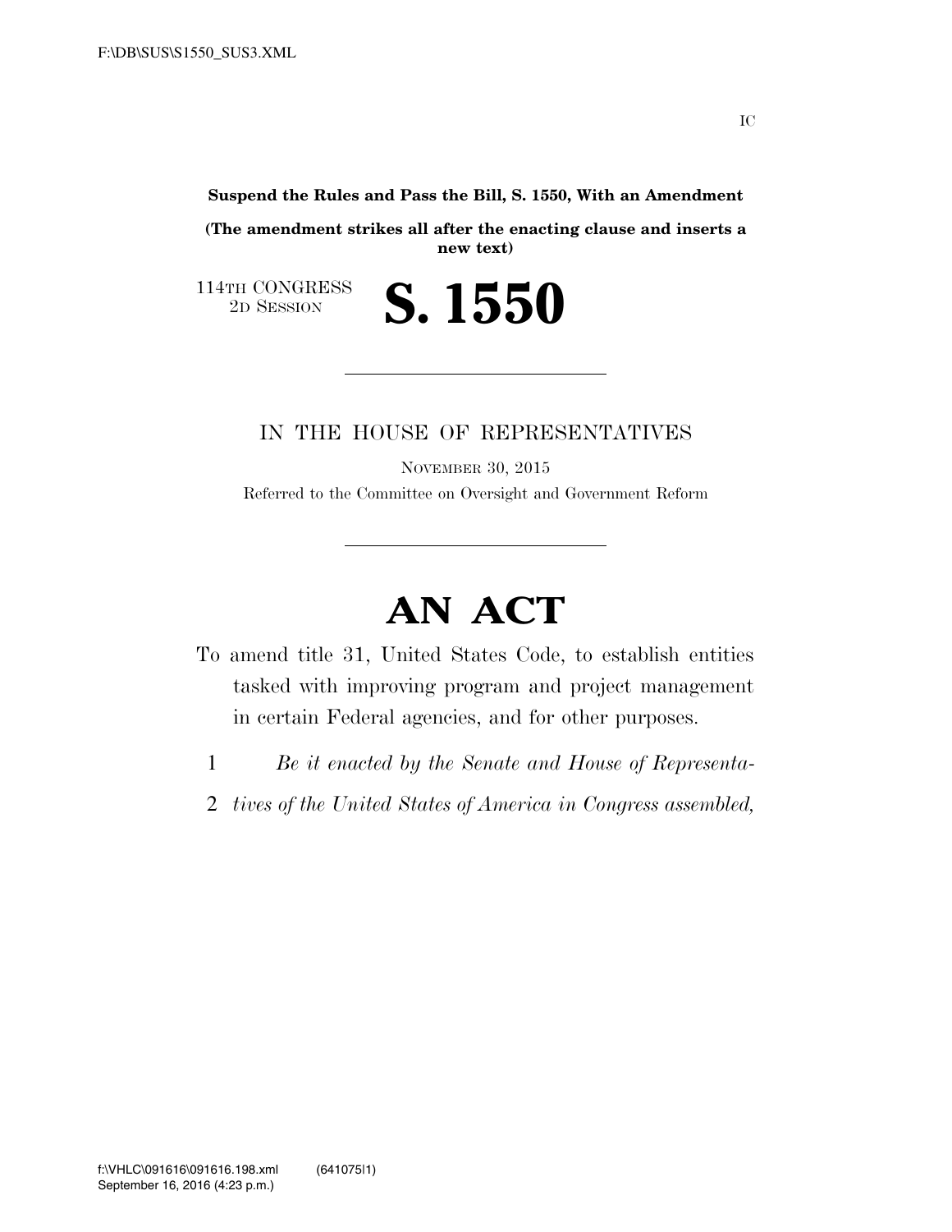**Suspend the Rules and Pass the Bill, S. 1550, With an Amendment**

**(The amendment strikes all after the enacting clause and inserts a new text)**

114TH CONGRESS
2D SESSION

# S. 1550

IN THE HOUSE OF REPRESENTATIVES

NOVEMBER 30, 2015

Referred to the Committee on Oversight and Government Reform

# AN ACT

To amend title 31, United States Code, to establish entities tasked with improving program and project management in certain Federal agencies, and for other purposes.

1 *Be it enacted by the Senate and House of Representa-*
2 *tives of the United States of America in Congress assembled,*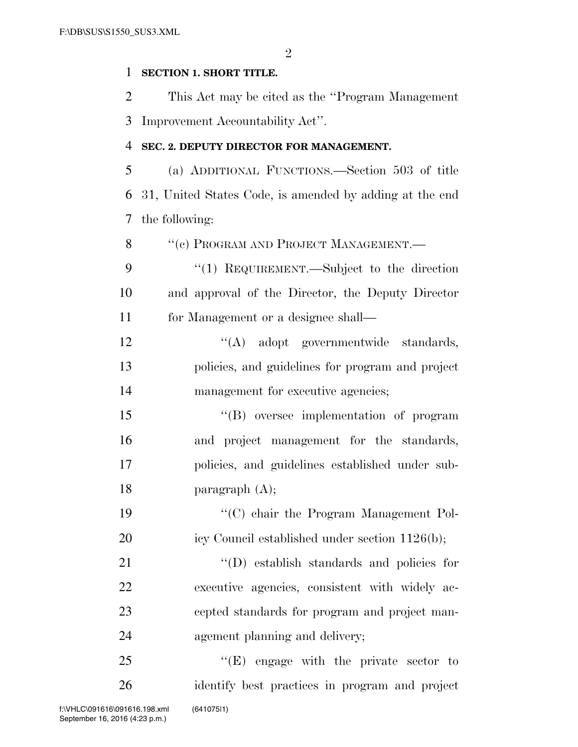**SECTION 1. SHORT TITLE.**

This Act may be cited as the "Program Management Improvement Accountability Act".

**SEC. 2. DEPUTY DIRECTOR FOR MANAGEMENT.**

(a) ADDITIONAL FUNCTIONS.—Section 503 of title 31, United States Code, is amended by adding at the end the following:

"(c) PROGRAM AND PROJECT MANAGEMENT.—

"(1) REQUIREMENT.—Subject to the direction and approval of the Director, the Deputy Director for Management or a designee shall—

"(A) adopt governmentwide standards, policies, and guidelines for program and project management for executive agencies;

"(B) oversee implementation of program and project management for the standards, policies, and guidelines established under subparagraph (A);

"(C) chair the Program Management Policy Council established under section 1126(b);

"(D) establish standards and policies for executive agencies, consistent with widely accepted standards for program and project management planning and delivery;

"(E) engage with the private sector to identify best practices in program and project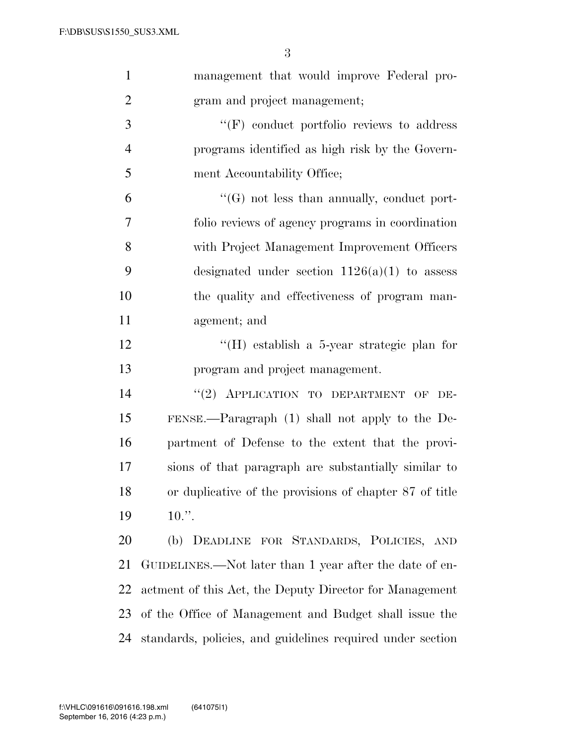management that would improve Federal program and project management;

"(F) conduct portfolio reviews to address programs identified as high risk by the Government Accountability Office;

"(G) not less than annually, conduct portfolio reviews of agency programs in coordination with Project Management Improvement Officers designated under section 1126(a)(1) to assess the quality and effectiveness of program management; and

"(H) establish a 5-year strategic plan for program and project management.

"(2) APPLICATION TO DEPARTMENT OF DEFENSE.—Paragraph (1) shall not apply to the Department of Defense to the extent that the provisions of that paragraph are substantially similar to or duplicative of the provisions of chapter 87 of title 10.".

(b) DEADLINE FOR STANDARDS, POLICIES, AND GUIDELINES.—Not later than 1 year after the date of enactment of this Act, the Deputy Director for Management of the Office of Management and Budget shall issue the standards, policies, and guidelines required under section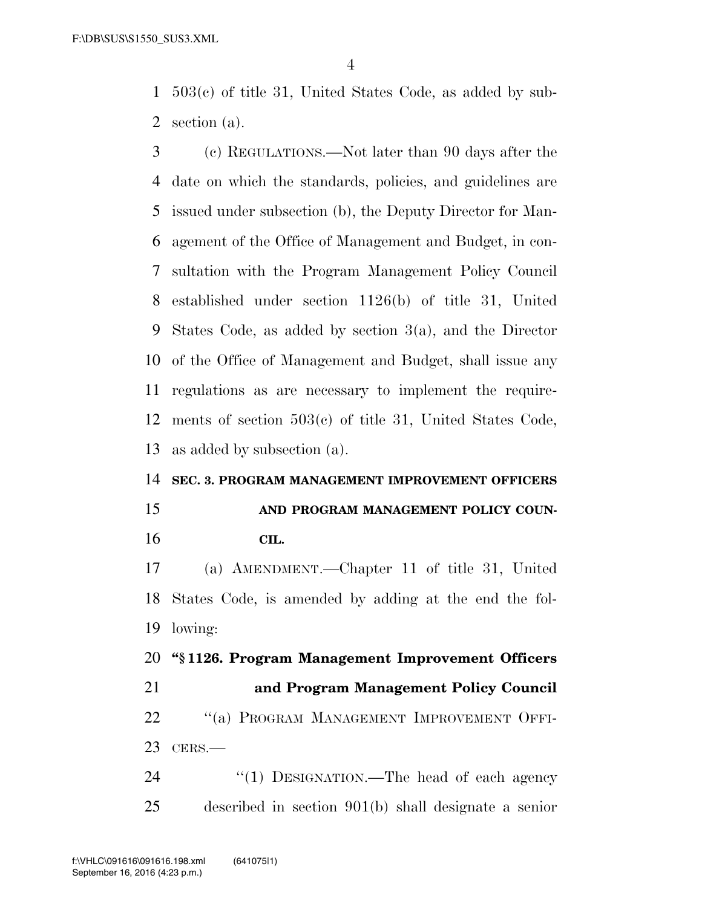503(c) of title 31, United States Code, as added by subsection (a).

(c) REGULATIONS.—Not later than 90 days after the date on which the standards, policies, and guidelines are issued under subsection (b), the Deputy Director for Management of the Office of Management and Budget, in consultation with the Program Management Policy Council established under section 1126(b) of title 31, United States Code, as added by section 3(a), and the Director of the Office of Management and Budget, shall issue any regulations as are necessary to implement the requirements of section 503(c) of title 31, United States Code, as added by subsection (a).

**SEC. 3. PROGRAM MANAGEMENT IMPROVEMENT OFFICERS AND PROGRAM MANAGEMENT POLICY COUNCIL.**

(a) AMENDMENT.—Chapter 11 of title 31, United States Code, is amended by adding at the end the following:

**"§ 1126. Program Management Improvement Officers and Program Management Policy Council**

"(a) PROGRAM MANAGEMENT IMPROVEMENT OFFICERS.—

"(1) DESIGNATION.—The head of each agency described in section 901(b) shall designate a senior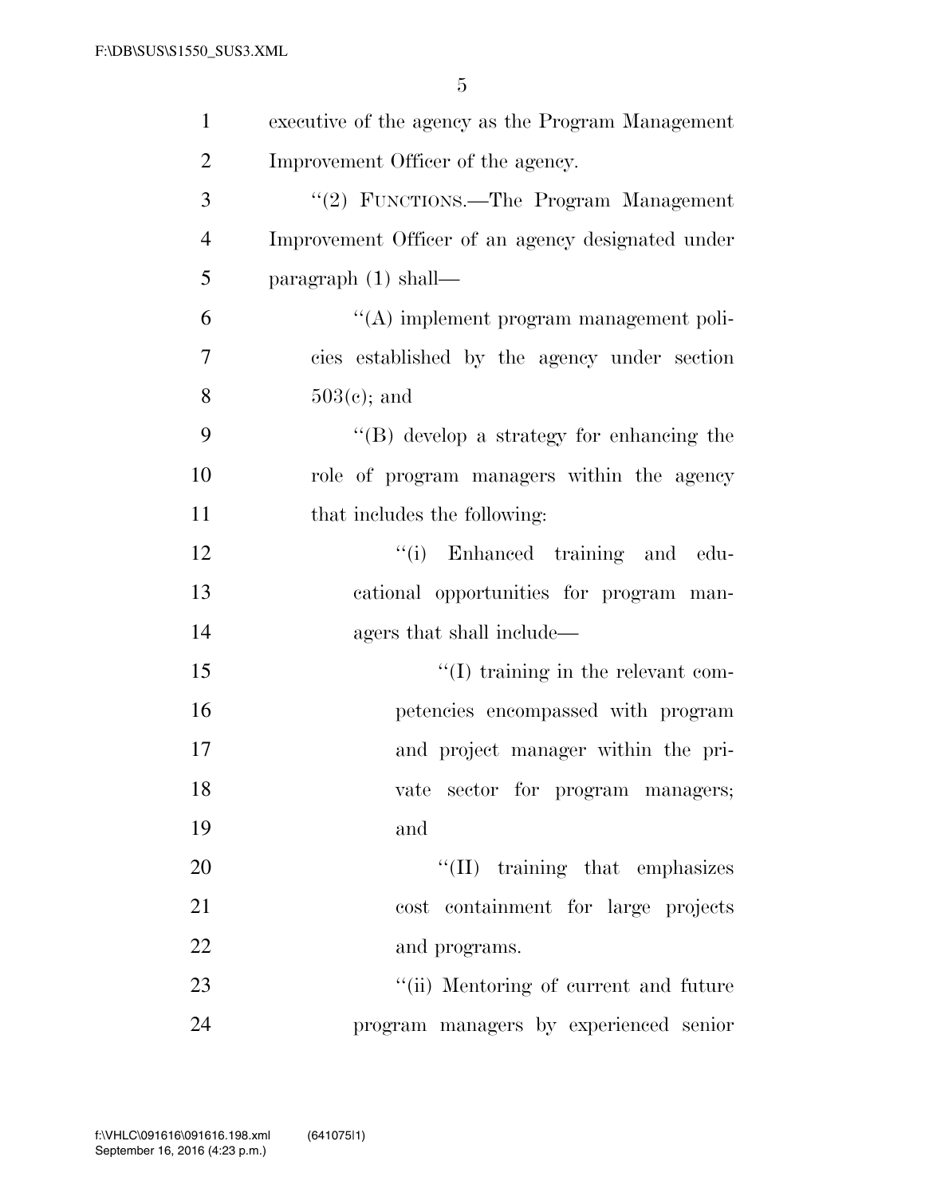executive of the agency as the Program Management Improvement Officer of the agency.

"(2) FUNCTIONS.—The Program Management Improvement Officer of an agency designated under paragraph (1) shall—

"(A) implement program management policies established by the agency under section 503(c); and

"(B) develop a strategy for enhancing the role of program managers within the agency that includes the following:

"(i) Enhanced training and educational opportunities for program managers that shall include—

"(I) training in the relevant competencies encompassed with program and project manager within the private sector for program managers; and

"(II) training that emphasizes cost containment for large projects and programs.

"(ii) Mentoring of current and future program managers by experienced senior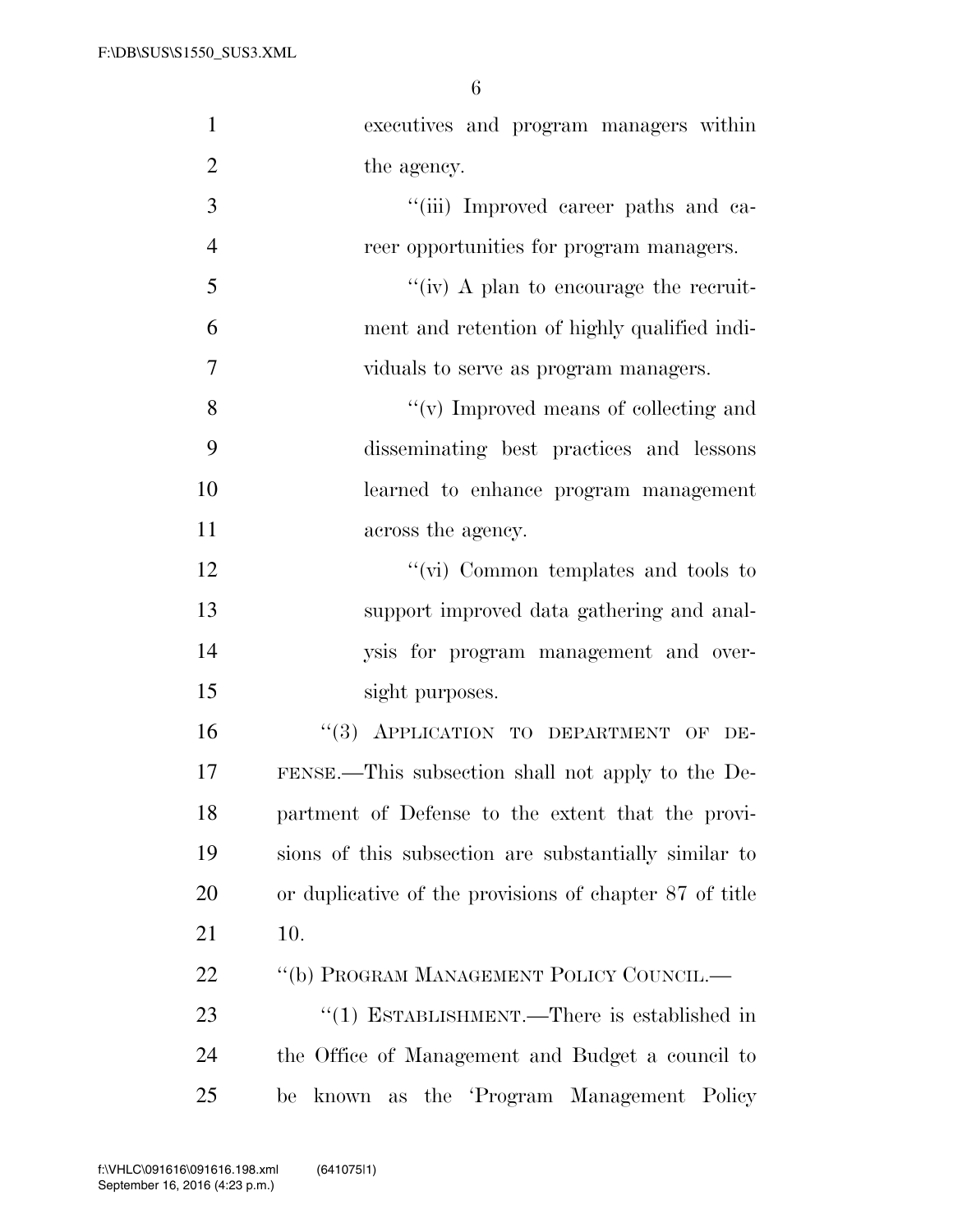executives and program managers within the agency.

"(iii) Improved career paths and career opportunities for program managers.

"(iv) A plan to encourage the recruitment and retention of highly qualified individuals to serve as program managers.

"(v) Improved means of collecting and disseminating best practices and lessons learned to enhance program management across the agency.

"(vi) Common templates and tools to support improved data gathering and analysis for program management and oversight purposes.

"(3) APPLICATION TO DEPARTMENT OF DEFENSE.—This subsection shall not apply to the Department of Defense to the extent that the provisions of this subsection are substantially similar to or duplicative of the provisions of chapter 87 of title 10.

"(b) PROGRAM MANAGEMENT POLICY COUNCIL.—

"(1) ESTABLISHMENT.—There is established in the Office of Management and Budget a council to be known as the 'Program Management Policy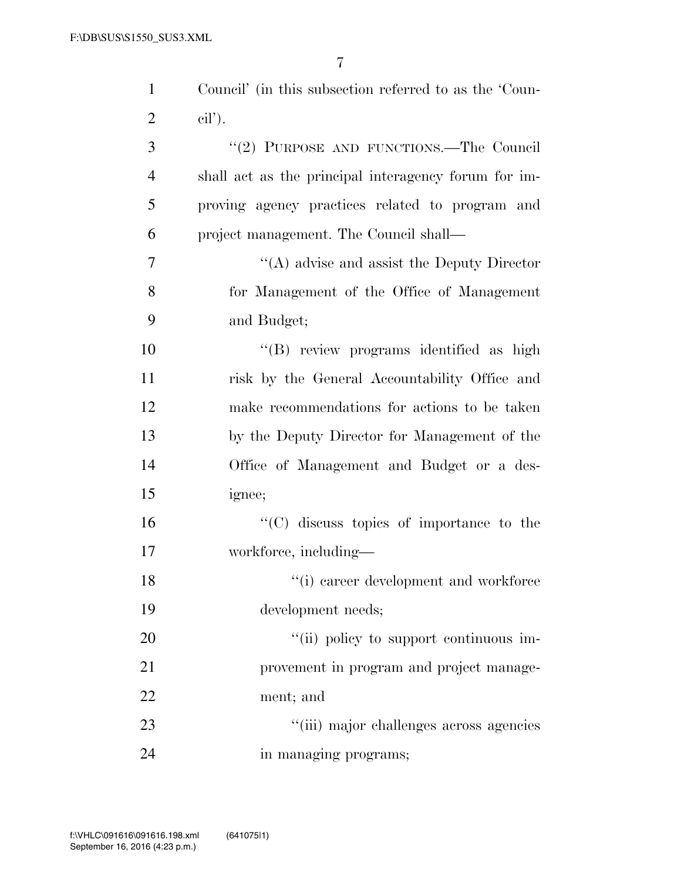Council' (in this subsection referred to as the 'Council').

''(2) PURPOSE AND FUNCTIONS.—The Council shall act as the principal interagency forum for improving agency practices related to program and project management. The Council shall—

''(A) advise and assist the Deputy Director for Management of the Office of Management and Budget;

''(B) review programs identified as high risk by the General Accountability Office and make recommendations for actions to be taken by the Deputy Director for Management of the Office of Management and Budget or a designee;

''(C) discuss topics of importance to the workforce, including—

''(i) career development and workforce development needs;

''(ii) policy to support continuous improvement in program and project management; and

''(iii) major challenges across agencies in managing programs;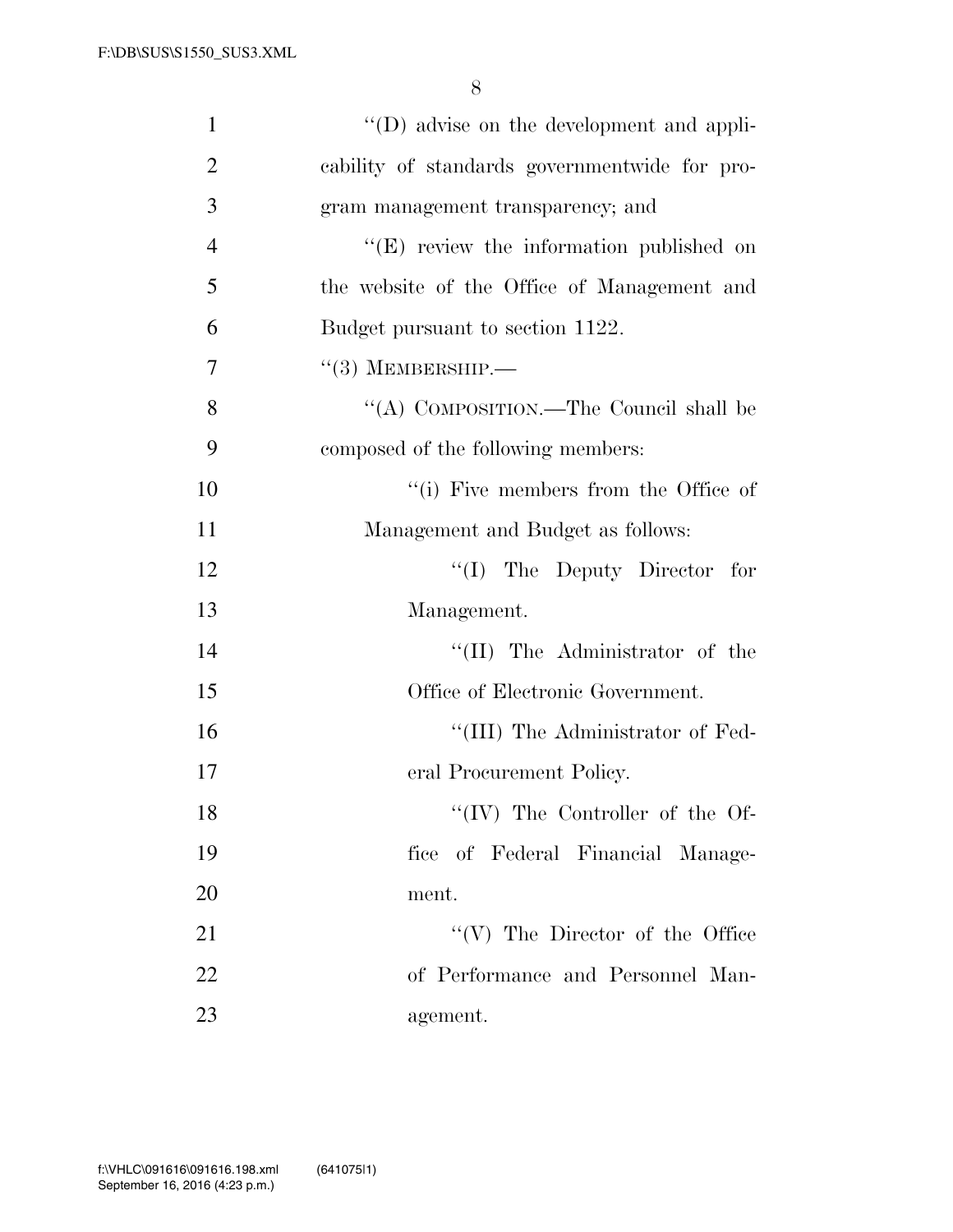''(D) advise on the development and applicability of standards governmentwide for program management transparency; and

''(E) review the information published on the website of the Office of Management and Budget pursuant to section 1122.

''(3) MEMBERSHIP.—

''(A) COMPOSITION.—The Council shall be composed of the following members:

''(i) Five members from the Office of Management and Budget as follows:

''(I) The Deputy Director for Management.

''(II) The Administrator of the Office of Electronic Government.

''(III) The Administrator of Federal Procurement Policy.

''(IV) The Controller of the Office of Federal Financial Management.

''(V) The Director of the Office of Performance and Personnel Management.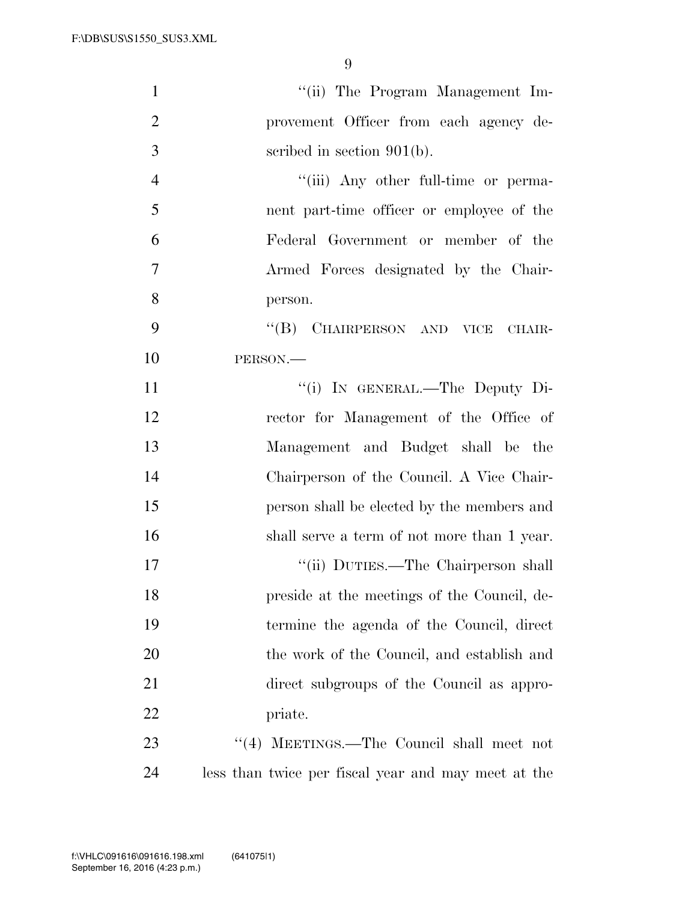"(ii) The Program Management Improvement Officer from each agency described in section 901(b).

"(iii) Any other full-time or permanent part-time officer or employee of the Federal Government or member of the Armed Forces designated by the Chairperson.

"(B) CHAIRPERSON AND VICE CHAIRPERSON.—

"(i) IN GENERAL.—The Deputy Director for Management of the Office of Management and Budget shall be the Chairperson of the Council. A Vice Chairperson shall be elected by the members and shall serve a term of not more than 1 year.

"(ii) DUTIES.—The Chairperson shall preside at the meetings of the Council, determine the agenda of the Council, direct the work of the Council, and establish and direct subgroups of the Council as appropriate.

"(4) MEETINGS.—The Council shall meet not less than twice per fiscal year and may meet at the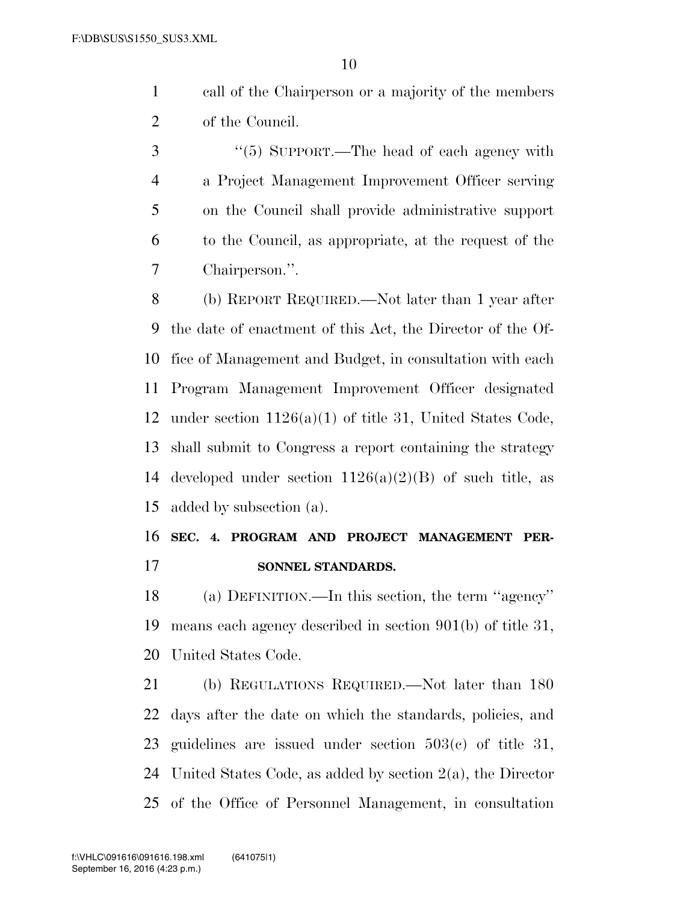call of the Chairperson or a majority of the members of the Council.

"(5) SUPPORT.—The head of each agency with a Project Management Improvement Officer serving on the Council shall provide administrative support to the Council, as appropriate, at the request of the Chairperson.".

(b) REPORT REQUIRED.—Not later than 1 year after the date of enactment of this Act, the Director of the Office of Management and Budget, in consultation with each Program Management Improvement Officer designated under section 1126(a)(1) of title 31, United States Code, shall submit to Congress a report containing the strategy developed under section 1126(a)(2)(B) of such title, as added by subsection (a).

## SEC. 4. PROGRAM AND PROJECT MANAGEMENT PERSONNEL STANDARDS.

(a) DEFINITION.—In this section, the term "agency" means each agency described in section 901(b) of title 31, United States Code.

(b) REGULATIONS REQUIRED.—Not later than 180 days after the date on which the standards, policies, and guidelines are issued under section 503(c) of title 31, United States Code, as added by section 2(a), the Director of the Office of Personnel Management, in consultation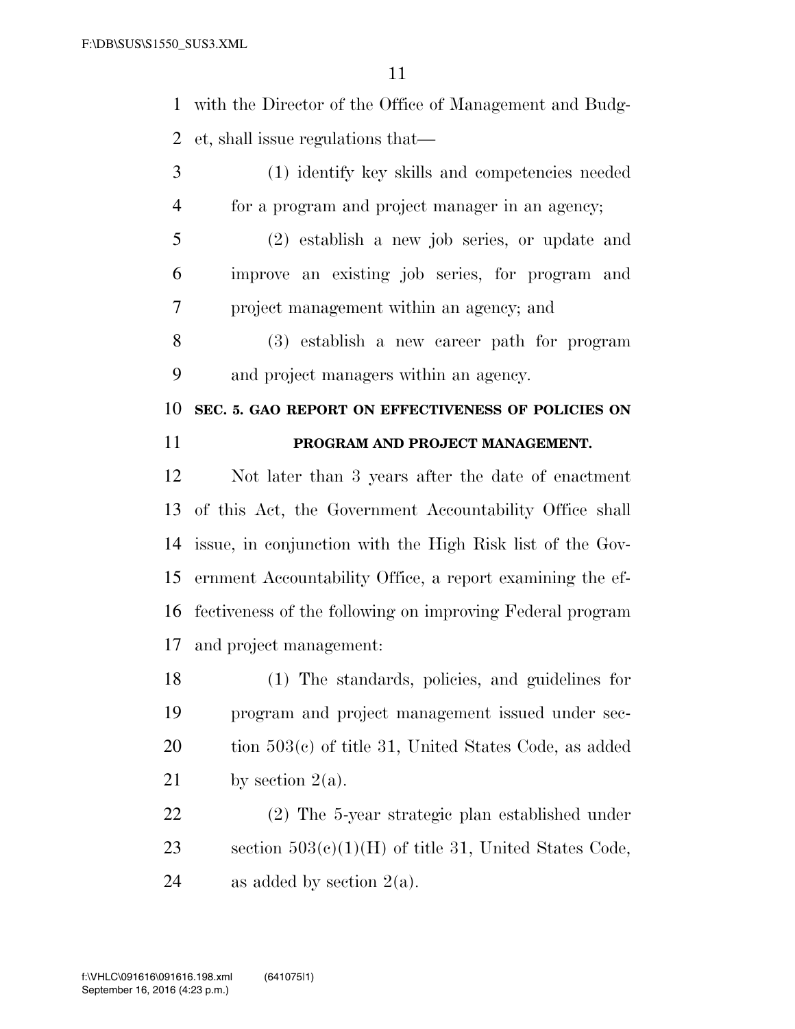with the Director of the Office of Management and Budget, shall issue regulations that—

(1) identify key skills and competencies needed for a program and project manager in an agency;

(2) establish a new job series, or update and improve an existing job series, for program and project management within an agency; and

(3) establish a new career path for program and project managers within an agency.

## SEC. 5. GAO REPORT ON EFFECTIVENESS OF POLICIES ON PROGRAM AND PROJECT MANAGEMENT.

Not later than 3 years after the date of enactment of this Act, the Government Accountability Office shall issue, in conjunction with the High Risk list of the Government Accountability Office, a report examining the effectiveness of the following on improving Federal program and project management:

(1) The standards, policies, and guidelines for program and project management issued under section 503(c) of title 31, United States Code, as added by section 2(a).

(2) The 5-year strategic plan established under section 503(c)(1)(H) of title 31, United States Code, as added by section 2(a).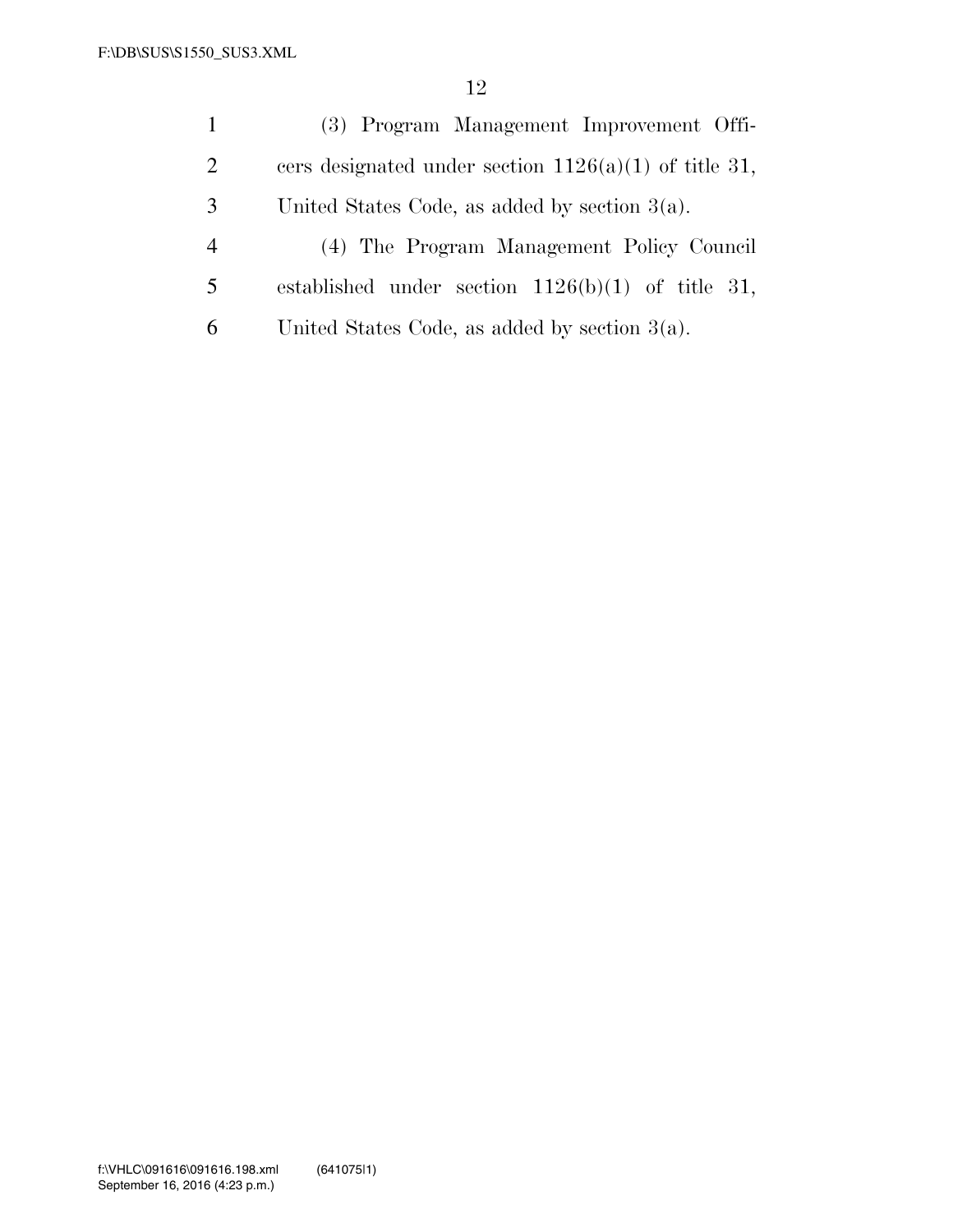(3) Program Management Improvement Officers designated under section 1126(a)(1) of title 31, United States Code, as added by section 3(a).

(4) The Program Management Policy Council established under section 1126(b)(1) of title 31, United States Code, as added by section 3(a).